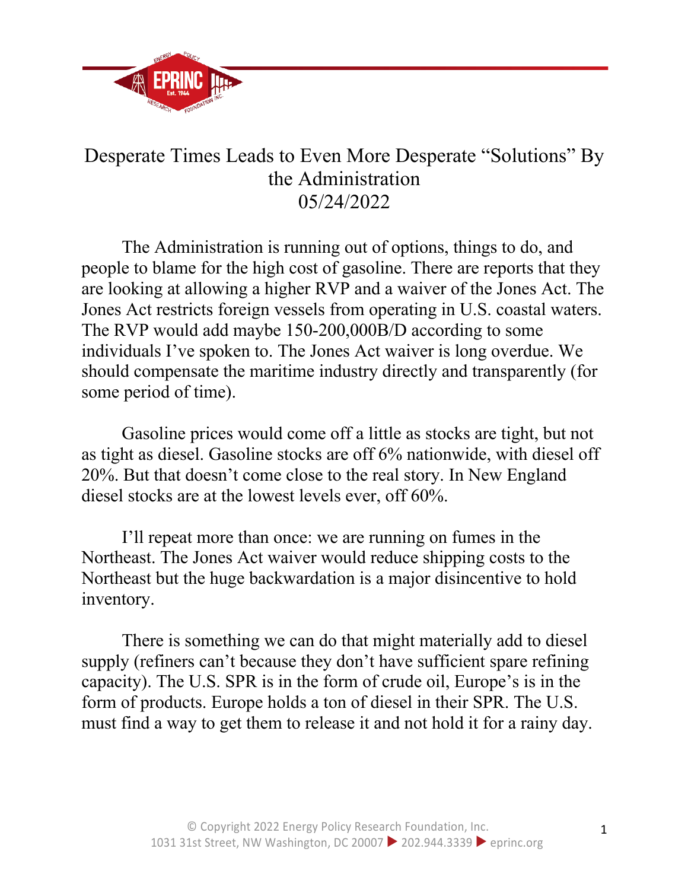# Desperate Times Leads to Even More Desperate "Solutions" By the Administration

05/24/2022

The Administration is running out of options, things to do, and people to blame for the high cost of gasoline. There are reports that they are looking at allowing a higher RVP and a waiver of the Jones Act. The Jones Act restricts foreign vessels from operating in U.S. coastal waters. The RVP would add maybe 150-200,000B/D according to some individuals I've spoken to. The Jones Act waiver is long overdue. We should compensate the maritime industry directly and transparently (for some period of time).

Gasoline prices would come off a little as stocks are tight, but not as tight as diesel. Gasoline stocks are off 6% nationwide, with diesel off 20%. But that doesn't come close to the real story. In New England diesel stocks are at the lowest levels ever, off 60%.

I'll repeat more than once: we are running on fumes in the Northeast. The Jones Act waiver would reduce shipping costs to the Northeast but the huge backwardation is a major disincentive to hold inventory.

There is something we can do that might materially add to diesel supply (refiners can't because they don't have sufficient spare refining capacity). The U.S. SPR is in the form of crude oil, Europe's is in the form of products. Europe holds a ton of diesel in their SPR. The U.S. must find a way to get them to release it and not hold it for a rainy day.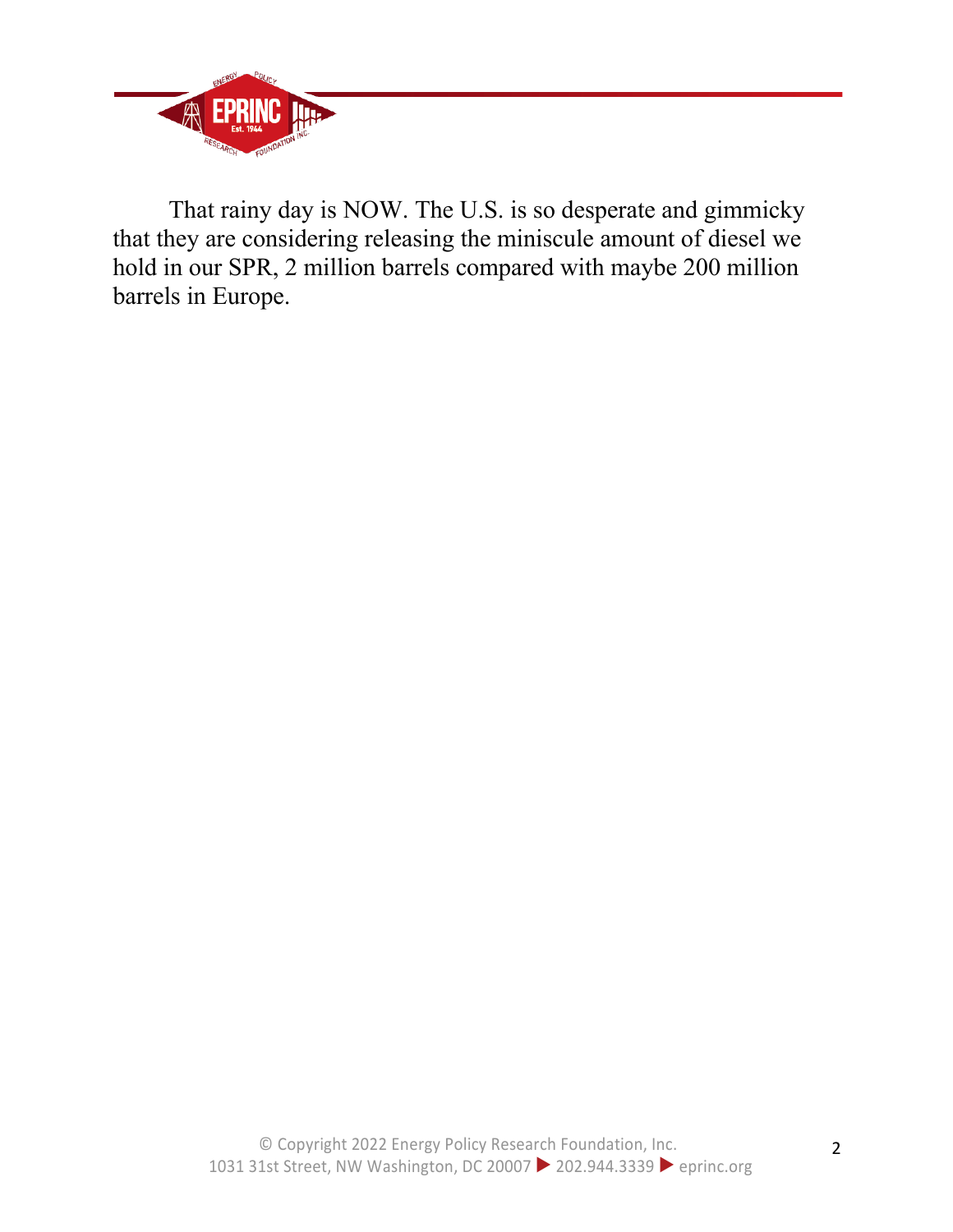That rainy day is NOW. The U.S. is so desperate and gimmicky that they are considering releasing the miniscule amount of diesel we hold in our SPR, 2 million barrels compared with maybe 200 million barrels in Europe.